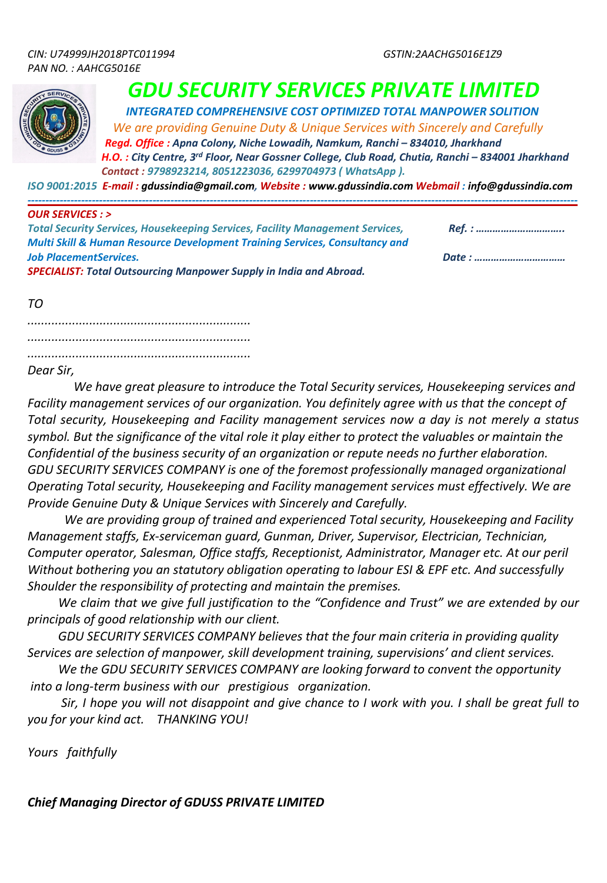*CIN: U74999JH2018PTC011994* *GSTIN:2AACHG5016E1Z9*
*PAN NO. : AAHCG5016E*

# *GDU SECURITY SERVICES PRIVATE LIMITED*

***INTEGRATED COMPREHENSIVE COST OPTIMIZED TOTAL MANPOWER SOLITION***

*We are providing Genuine Duty & Unique Services with Sincerely and Carefully*

***Regd. Office : Apna Colony, Niche Lowadih, Namkum, Ranchi – 834010, Jharkhand***

***H.O. : City Centre, 3rd Floor, Near Gossner College, Club Road, Chutia, Ranchi – 834001 Jharkhand***

***Contact : 9798923214, 8051223036, 6299704973 ( WhatsApp ).***

***ISO 9001:2015 E-mail : gdussindia@gmail.com, Website : www.gdussindia.com Webmail : info@gdussindia.com***

---

***OUR SERVICES : >***

***Total Security Services, Housekeeping Services, Facility Management Services, Multi Skill & Human Resource Development Training Services, Consultancy and Job PlacementServices.***

***SPECIALIST: Total Outsourcing Manpower Supply in India and Abroad.***

***Ref. : …………………………..***

***Date : ……………………………***

*TO*

*................................................................*

*................................................................*

*................................................................*

*Dear Sir,*

*We have great pleasure to introduce the Total Security services, Housekeeping services and Facility management services of our organization. You definitely agree with us that the concept of Total security, Housekeeping and Facility management services now a day is not merely a status symbol. But the significance of the vital role it play either to protect the valuables or maintain the Confidential of the business security of an organization or repute needs no further elaboration. GDU SECURITY SERVICES COMPANY is one of the foremost professionally managed organizational Operating Total security, Housekeeping and Facility management services must effectively. We are Provide Genuine Duty & Unique Services with Sincerely and Carefully.*

*We are providing group of trained and experienced Total security, Housekeeping and Facility Management staffs, Ex-serviceman guard, Gunman, Driver, Supervisor, Electrician, Technician, Computer operator, Salesman, Office staffs, Receptionist, Administrator, Manager etc. At our peril Without bothering you an statutory obligation operating to labour ESI & EPF etc. And successfully Shoulder the responsibility of protecting and maintain the premises.*

*We claim that we give full justification to the "Confidence and Trust" we are extended by our principals of good relationship with our client.*

*GDU SECURITY SERVICES COMPANY believes that the four main criteria in providing quality Services are selection of manpower, skill development training, supervisions' and client services.*

*We the GDU SECURITY SERVICES COMPANY are looking forward to convent the opportunity into a long-term business with our prestigious organization.*

*Sir, I hope you will not disappoint and give chance to I work with you. I shall be great full to you for your kind act. THANKING YOU!*

*Yours faithfully*

***Chief Managing Director of GDUSS PRIVATE LIMITED***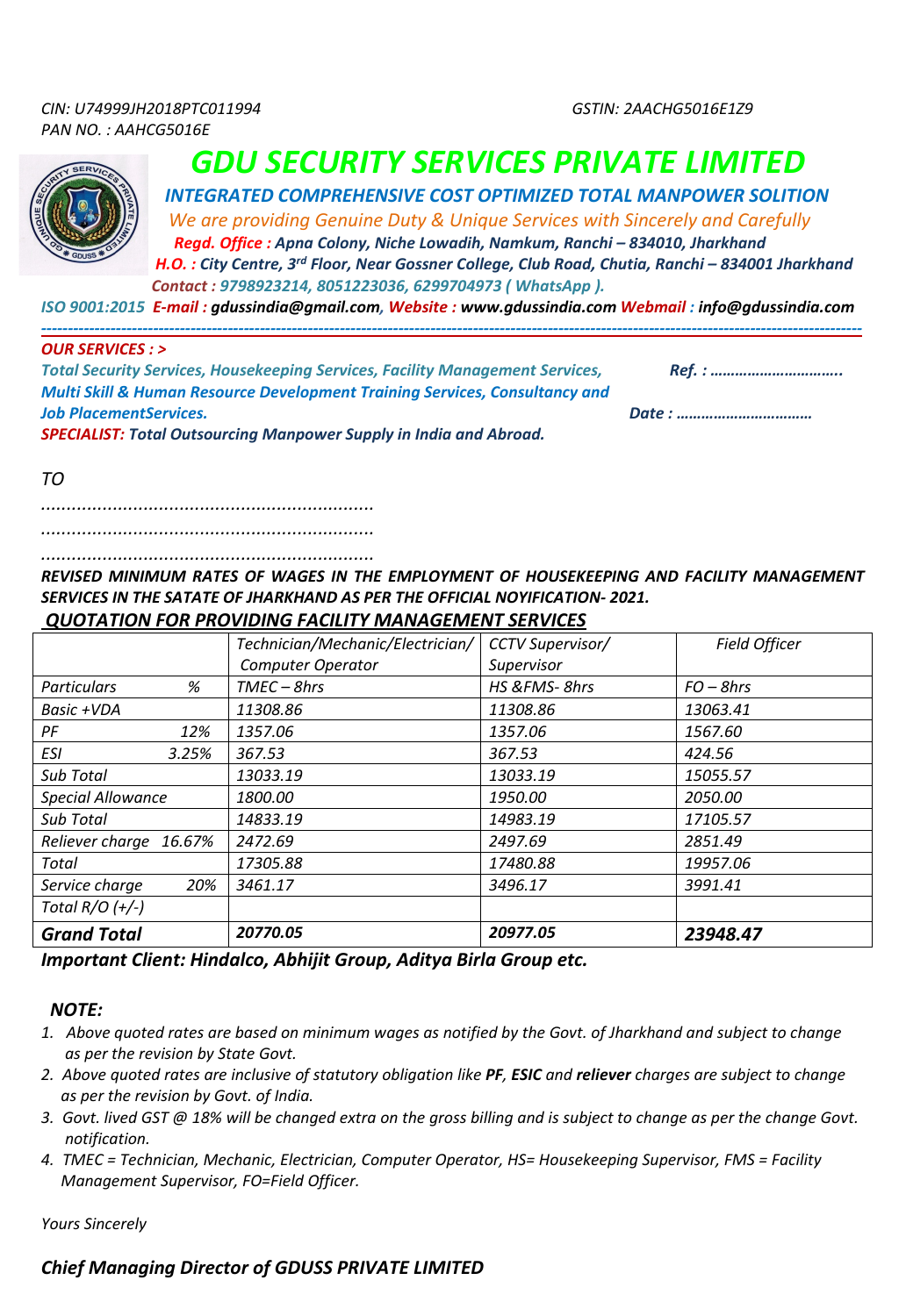CIN: U74999JH2018PTC011994 GSTIN: 2AACHG5016E1Z9
PAN NO. : AAHCG5016E

# GDU SECURITY SERVICES PRIVATE LIMITED

**INTEGRATED COMPREHENSIVE COST OPTIMIZED TOTAL MANPOWER SOLITION**

*We are providing Genuine Duty & Unique Services with Sincerely and Carefully*

**Regd. Office :** Apna Colony, Niche Lowadih, Namkum, Ranchi – 834010, Jharkhand

**H.O. :** City Centre, 3rd Floor, Near Gossner College, Club Road, Chutia, Ranchi – 834001 Jharkhand

**Contact :** 9798923214, 8051223036, 6299704973 ( WhatsApp ).

ISO 9001:2015 **E-mail :** gdussindia@gmail.com, **Website :** www.gdussindia.com **Webmail :** info@gdussindia.com

---

**OUR SERVICES : >**

**Total Security Services, Housekeeping Services, Facility Management Services, Multi Skill & Human Resource Development Training Services, Consultancy and Job PlacementServices.**

**SPECIALIST: Total Outsourcing Manpower Supply in India and Abroad.**

**Ref. : …………………………..**

**Date : ……………………………**

TO

..................................................................

..................................................................

..................................................................

***REVISED MINIMUM RATES OF WAGES IN THE EMPLOYMENT OF HOUSEKEEPING AND FACILITY MANAGEMENT SERVICES IN THE SATATE OF JHARKHAND AS PER THE OFFICIAL NOYIFICATION- 2021.***

***QUOTATION FOR PROVIDING FACILITY MANAGEMENT SERVICES***

| | Technician/Mechanic/Electrician/ Computer Operator | CCTV Supervisor/ Supervisor | Field Officer |
|---|---|---|---|
| Particulars % | TMEC – 8hrs | HS &FMS- 8hrs | FO – 8hrs |
| Basic +VDA | 11308.86 | 11308.86 | 13063.41 |
| PF 12% | 1357.06 | 1357.06 | 1567.60 |
| ESI 3.25% | 367.53 | 367.53 | 424.56 |
| Sub Total | 13033.19 | 13033.19 | 15055.57 |
| Special Allowance | 1800.00 | 1950.00 | 2050.00 |
| Sub Total | 14833.19 | 14983.19 | 17105.57 |
| Reliever charge 16.67% | 2472.69 | 2497.69 | 2851.49 |
| Total | 17305.88 | 17480.88 | 19957.06 |
| Service charge 20% | 3461.17 | 3496.17 | 3991.41 |
| Total R/O (+/-) | | | |
| **Grand Total** | **20770.05** | **20977.05** | **23948.47** |

**Important Client: Hindalco, Abhijit Group, Aditya Birla Group etc.**

***NOTE:***

1. Above quoted rates are based on minimum wages as notified by the Govt. of Jharkhand and subject to change as per the revision by State Govt.
2. Above quoted rates are inclusive of statutory obligation like **PF**, **ESIC** and **reliever** charges are subject to change as per the revision by Govt. of India.
3. Govt. lived GST @ 18% will be changed extra on the gross billing and is subject to change as per the change Govt. notification.
4. TMEC = Technician, Mechanic, Electrician, Computer Operator, HS= Housekeeping Supervisor, FMS = Facility Management Supervisor, FO=Field Officer.

Yours Sincerely

***Chief Managing Director of GDUSS PRIVATE LIMITED***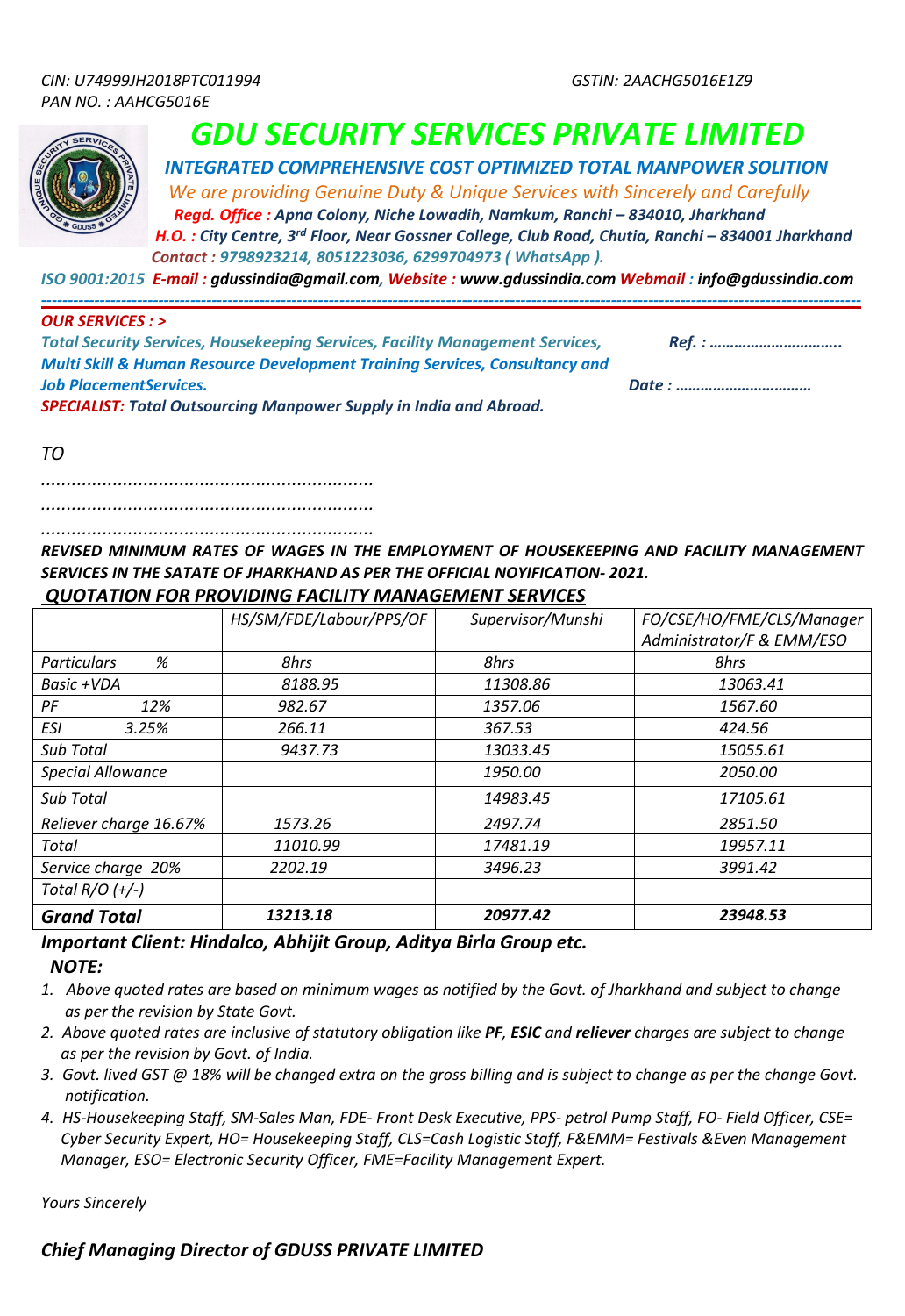CIN: U74999JH2018PTC011994 GSTIN: 2AACHG5016E1Z9
PAN NO. : AAHCG5016E

# GDU SECURITY SERVICES PRIVATE LIMITED

***INTEGRATED COMPREHENSIVE COST OPTIMIZED TOTAL MANPOWER SOLITION***

*We are providing Genuine Duty & Unique Services with Sincerely and Carefully*

***Regd. Office :*** ***Apna Colony, Niche Lowadih, Namkum, Ranchi – 834010, Jharkhand***

***H.O. :*** ***City Centre, 3rd Floor, Near Gossner College, Club Road, Chutia, Ranchi – 834001 Jharkhand***

***Contact :*** ***9798923214, 8051223036, 6299704973 ( WhatsApp ).***

***ISO 9001:2015*** ***E-mail :*** ***gdussindia@gmail.com****,* ***Website :*** ***www.gdussindia.com*** ***Webmail :*** ***info@gdussindia.com***

---

***OUR SERVICES : >***

***Total Security Services, Housekeeping Services, Facility Management Services, Multi Skill & Human Resource Development Training Services, Consultancy and Job PlacementServices.***

***Ref. : …………………………..***

***Date : ……………………………***

***SPECIALIST:*** ***Total Outsourcing Manpower Supply in India and Abroad.***

*TO*

*.................................................................*

*.................................................................*

*.................................................................*

***REVISED MINIMUM RATES OF WAGES IN THE EMPLOYMENT OF HOUSEKEEPING AND FACILITY MANAGEMENT SERVICES IN THE SATATE OF JHARKHAND AS PER THE OFFICIAL NOYIFICATION- 2021.***

***QUOTATION FOR PROVIDING FACILITY MANAGEMENT SERVICES***

| | HS/SM/FDE/Labour/PPS/OF | Supervisor/Munshi | FO/CSE/HO/FME/CLS/Manager Administrator/F & EMM/ESO |
|---|---|---|---|
| Particulars % | 8hrs | 8hrs | 8hrs |
| Basic +VDA | 8188.95 | 11308.86 | 13063.41 |
| PF 12% | 982.67 | 1357.06 | 1567.60 |
| ESI 3.25% | 266.11 | 367.53 | 424.56 |
| Sub Total | 9437.73 | 13033.45 | 15055.61 |
| Special Allowance | | 1950.00 | 2050.00 |
| Sub Total | | 14983.45 | 17105.61 |
| Reliever charge 16.67% | 1573.26 | 2497.74 | 2851.50 |
| Total | 11010.99 | 17481.19 | 19957.11 |
| Service charge 20% | 2202.19 | 3496.23 | 3991.42 |
| Total R/O (+/-) | | | |
| **Grand Total** | **13213.18** | **20977.42** | **23948.53** |

***Important Client: Hindalco, Abhijit Group, Aditya Birla Group etc.***

***NOTE:***

1. *Above quoted rates are based on minimum wages as notified by the Govt. of Jharkhand and subject to change as per the revision by State Govt.*
2. *Above quoted rates are inclusive of statutory obligation like **PF**, **ESIC** and **reliever** charges are subject to change as per the revision by Govt. of India.*
3. *Govt. lived GST @ 18% will be changed extra on the gross billing and is subject to change as per the change Govt. notification.*
4. *HS-Housekeeping Staff, SM-Sales Man, FDE- Front Desk Executive, PPS- petrol Pump Staff, FO- Field Officer, CSE= Cyber Security Expert, HO= Housekeeping Staff, CLS=Cash Logistic Staff, F&EMM= Festivals &Even Management Manager, ESO= Electronic Security Officer, FME=Facility Management Expert.*

*Yours Sincerely*

***Chief Managing Director of GDUSS PRIVATE LIMITED***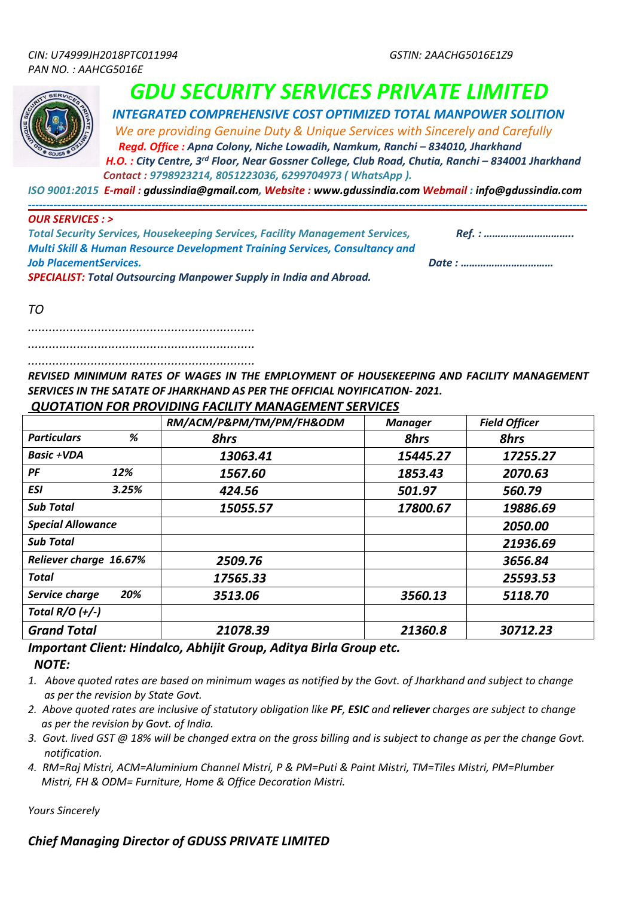CIN: U74999JH2018PTC011994 GSTIN: 2AACHG5016E1Z9
PAN NO. : AAHCG5016E

# GDU SECURITY SERVICES PRIVATE LIMITED

**INTEGRATED COMPREHENSIVE COST OPTIMIZED TOTAL MANPOWER SOLITION**

*We are providing Genuine Duty & Unique Services with Sincerely and Carefully*

**Regd. Office :** Apna Colony, Niche Lowadih, Namkum, Ranchi – 834010, Jharkhand

**H.O. :** City Centre, 3rd Floor, Near Gossner College, Club Road, Chutia, Ranchi – 834001 Jharkhand

**Contact :** 9798923214, 8051223036, 6299704973 ( WhatsApp ).

ISO 9001:2015 **E-mail :** gdussindia@gmail.com, **Website :** www.gdussindia.com **Webmail :** info@gdussindia.com

---

**OUR SERVICES : >**

*Total Security Services, Housekeeping Services, Facility Management Services, Multi Skill & Human Resource Development Training Services, Consultancy and Job PlacementServices.*

Ref. : …………………………..

Date : ……………………………

**SPECIALIST:** *Total Outsourcing Manpower Supply in India and Abroad.*

TO

……………………………………………………………

……………………………………………………………

……………………………………………………………

**REVISED MINIMUM RATES OF WAGES IN THE EMPLOYMENT OF HOUSEKEEPING AND FACILITY MANAGEMENT SERVICES IN THE SATATE OF JHARKHAND AS PER THE OFFICIAL NOYIFICATION- 2021.**

**QUOTATION FOR PROVIDING FACILITY MANAGEMENT SERVICES**

| | RM/ACM/P&PM/TM/PM/FH&ODM | Manager | Field Officer |
|---|---|---|---|
| **Particulars %** | **8hrs** | **8hrs** | **8hrs** |
| **Basic +VDA** | 13063.41 | 15445.27 | 17255.27 |
| **PF 12%** | 1567.60 | 1853.43 | 2070.63 |
| **ESI 3.25%** | 424.56 | 501.97 | 560.79 |
| **Sub Total** | 15055.57 | 17800.67 | 19886.69 |
| **Special Allowance** | | | 2050.00 |
| **Sub Total** | | | 21936.69 |
| **Reliever charge 16.67%** | 2509.76 | | 3656.84 |
| **Total** | 17565.33 | | 25593.53 |
| **Service charge 20%** | 3513.06 | 3560.13 | 5118.70 |
| **Total R/O (+/-)** | | | |
| **Grand Total** | **21078.39** | **21360.8** | **30712.23** |

**Important Client: Hindalco, Abhijit Group, Aditya Birla Group etc.**

**NOTE:**

1. Above quoted rates are based on minimum wages as notified by the Govt. of Jharkhand and subject to change as per the revision by State Govt.
2. Above quoted rates are inclusive of statutory obligation like **PF**, **ESIC** and **reliever** charges are subject to change as per the revision by Govt. of India.
3. Govt. lived GST @ 18% will be changed extra on the gross billing and is subject to change as per the change Govt. notification.
4. RM=Raj Mistri, ACM=Aluminium Channel Mistri, P & PM=Puti & Paint Mistri, TM=Tiles Mistri, PM=Plumber Mistri, FH & ODM= Furniture, Home & Office Decoration Mistri.

Yours Sincerely

**Chief Managing Director of GDUSS PRIVATE LIMITED**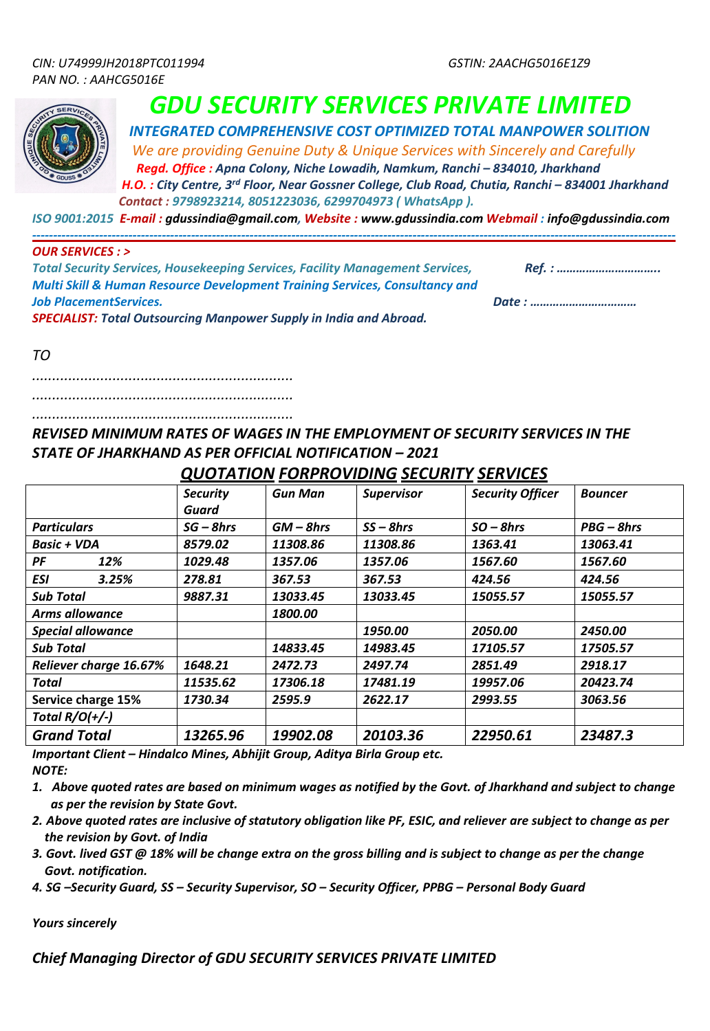*CIN: U74999JH2018PTC011994* *GSTIN: 2AACHG5016E1Z9*
*PAN NO. : AAHCG5016E*

# *GDU SECURITY SERVICES PRIVATE LIMITED*

***INTEGRATED COMPREHENSIVE COST OPTIMIZED TOTAL MANPOWER SOLITION***

*We are providing Genuine Duty & Unique Services with Sincerely and Carefully*

***Regd. Office :** Apna Colony, Niche Lowadih, Namkum, Ranchi – 834010, Jharkhand*

***H.O. :** City Centre, 3rd Floor, Near Gossner College, Club Road, Chutia, Ranchi – 834001 Jharkhand*

***Contact :** 9798923214, 8051223036, 6299704973 ( WhatsApp ).*

***ISO 9001:2015 E-mail :** gdussindia@gmail.com, **Website :** www.gdussindia.com **Webmail :** info@gdussindia.com*

---

***OUR SERVICES : >***

***Total Security Services, Housekeeping Services, Facility Management Services, Multi Skill & Human Resource Development Training Services, Consultancy and Job PlacementServices.***

***Ref. : …………………………..***

***Date : ……………………………***

***SPECIALIST:** Total Outsourcing Manpower Supply in India and Abroad.*

*TO*

*..................................................................*

*..................................................................*

*..................................................................*

***REVISED MINIMUM RATES OF WAGES IN THE EMPLOYMENT OF SECURITY SERVICES IN THE STATE OF JHARKHAND AS PER OFFICIAL NOTIFICATION – 2021***

## ***QUOTATION FORPROVIDING SECURITY SERVICES***

| | *Security Guard* | *Gun Man* | *Supervisor* | *Security Officer* | *Bouncer* |
|---|---|---|---|---|---|
| ***Particulars*** | ***SG – 8hrs*** | ***GM – 8hrs*** | ***SS – 8hrs*** | ***SO – 8hrs*** | ***PBG – 8hrs*** |
| ***Basic + VDA*** | *8579.02* | *11308.86* | *11308.86* | *1363.41* | *13063.41* |
| ***PF 12%*** | *1029.48* | *1357.06* | *1357.06* | *1567.60* | *1567.60* |
| ***ESI 3.25%*** | *278.81* | *367.53* | *367.53* | *424.56* | *424.56* |
| ***Sub Total*** | *9887.31* | *13033.45* | *13033.45* | *15055.57* | *15055.57* |
| ***Arms allowance*** | | *1800.00* | | | |
| ***Special allowance*** | | | *1950.00* | *2050.00* | *2450.00* |
| ***Sub Total*** | | *14833.45* | *14983.45* | *17105.57* | *17505.57* |
| ***Reliever charge 16.67%*** | *1648.21* | *2472.73* | *2497.74* | *2851.49* | *2918.17* |
| ***Total*** | *11535.62* | *17306.18* | *17481.19* | *19957.06* | *20423.74* |
| **Service charge 15%** | *1730.34* | *2595.9* | *2622.17* | *2993.55* | *3063.56* |
| ***Total R/O(+/-)*** | | | | | |
| ***Grand Total*** | ***13265.96*** | ***19902.08*** | ***20103.36*** | ***22950.61*** | ***23487.3*** |

***Important Client – Hindalco Mines, Abhijit Group, Aditya Birla Group etc.***

***NOTE:***

1. ***Above quoted rates are based on minimum wages as notified by the Govt. of Jharkhand and subject to change as per the revision by State Govt.***
2. ***Above quoted rates are inclusive of statutory obligation like PF, ESIC, and reliever are subject to change as per the revision by Govt. of India***
3. ***Govt. lived GST @ 18% will be change extra on the gross billing and is subject to change as per the change Govt. notification.***
4. ***SG –Security Guard, SS – Security Supervisor, SO – Security Officer, PPBG – Personal Body Guard***

***Yours sincerely***

***Chief Managing Director of GDU SECURITY SERVICES PRIVATE LIMITED***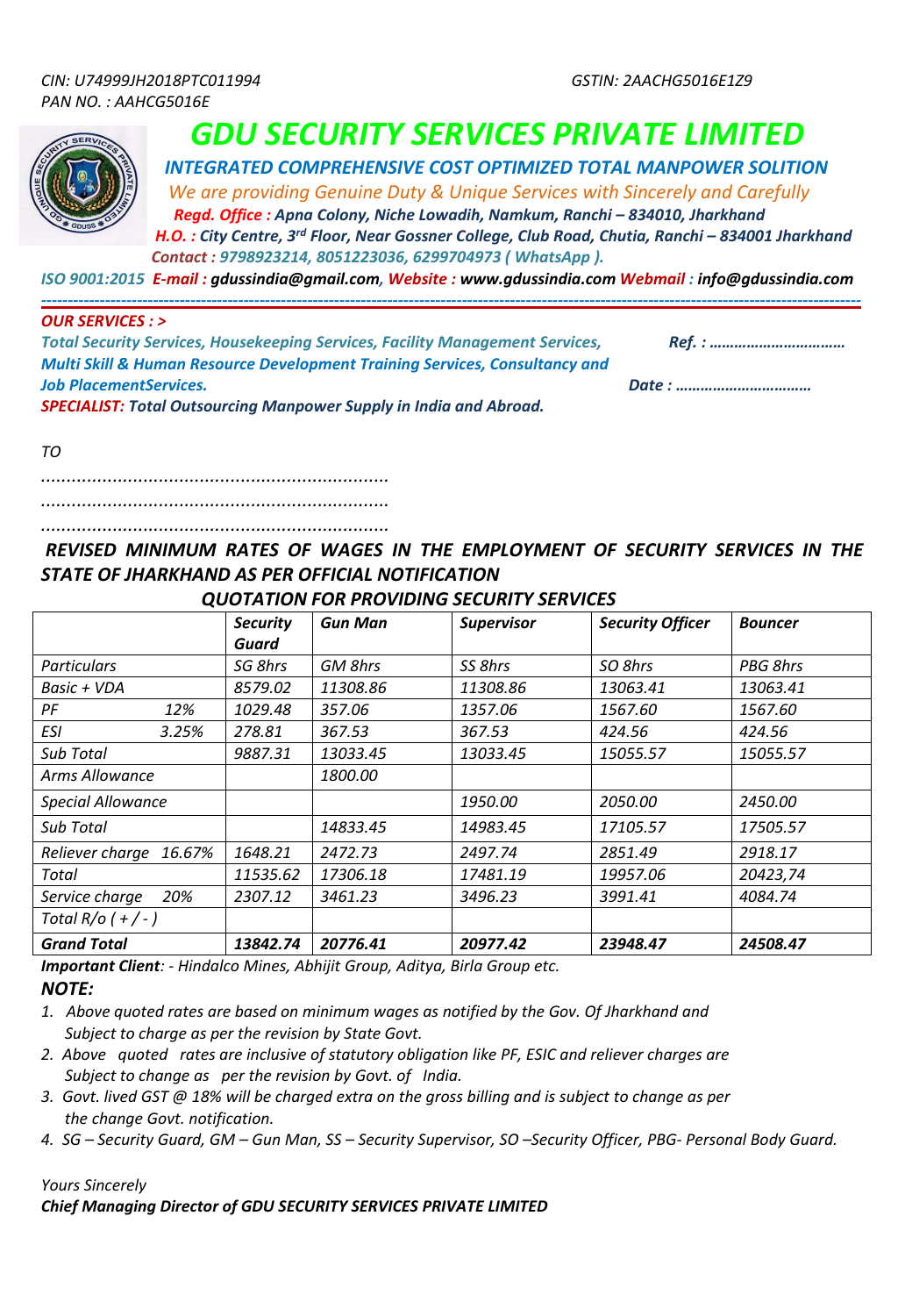*CIN: U74999JH2018PTC011994* *GSTIN: 2AACHG5016E1Z9*
*PAN NO. : AAHCG5016E*

# GDU SECURITY SERVICES PRIVATE LIMITED

***INTEGRATED COMPREHENSIVE COST OPTIMIZED TOTAL MANPOWER SOLITION***

*We are providing Genuine Duty & Unique Services with Sincerely and Carefully*

***Regd. Office :** Apna Colony, Niche Lowadih, Namkum, Ranchi – 834010, Jharkhand*

***H.O. :** City Centre, 3rd Floor, Near Gossner College, Club Road, Chutia, Ranchi – 834001 Jharkhand*

***Contact :** 9798923214, 8051223036, 6299704973 ( WhatsApp ).*

*ISO 9001:2015* ***E-mail :** gdussindia@gmail.com, **Website :** www.gdussindia.com **Webmail :** info@gdussindia.com*

---

***OUR SERVICES : >***

***Total Security Services, Housekeeping Services, Facility Management Services, Multi Skill & Human Resource Development Training Services, Consultancy and Job PlacementServices.***

***Ref. : ……………………………***

***Date : ……………………………***

***SPECIALIST:** Total Outsourcing Manpower Supply in India and Abroad.*

*TO*

*....................................................................*

*....................................................................*

*....................................................................*

## *REVISED MINIMUM RATES OF WAGES IN THE EMPLOYMENT OF SECURITY SERVICES IN THE STATE OF JHARKHAND AS PER OFFICIAL NOTIFICATION*

### *QUOTATION FOR PROVIDING SECURITY SERVICES*

| | *Security Guard* | *Gun Man* | *Supervisor* | *Security Officer* | *Bouncer* |
|---|---|---|---|---|---|
| *Particulars* | *SG 8hrs* | *GM 8hrs* | *SS 8hrs* | *SO 8hrs* | *PBG 8hrs* |
| *Basic + VDA* | *8579.02* | *11308.86* | *11308.86* | *13063.41* | *13063.41* |
| *PF 12%* | *1029.48* | *357.06* | *1357.06* | *1567.60* | *1567.60* |
| *ESI 3.25%* | *278.81* | *367.53* | *367.53* | *424.56* | *424.56* |
| *Sub Total* | *9887.31* | *13033.45* | *13033.45* | *15055.57* | *15055.57* |
| *Arms Allowance* | | *1800.00* | | | |
| *Special Allowance* | | | *1950.00* | *2050.00* | *2450.00* |
| *Sub Total* | | *14833.45* | *14983.45* | *17105.57* | *17505.57* |
| *Reliever charge 16.67%* | *1648.21* | *2472.73* | *2497.74* | *2851.49* | *2918.17* |
| *Total* | *11535.62* | *17306.18* | *17481.19* | *19957.06* | *20423,74* |
| *Service charge 20%* | *2307.12* | *3461.23* | *3496.23* | *3991.41* | *4084.74* |
| *Total R/o ( + / - )* | | | | | |
| ***Grand Total*** | ***13842.74*** | ***20776.41*** | ***20977.42*** | ***23948.47*** | ***24508.47*** |

***Important Client**: - Hindalco Mines, Abhijit Group, Aditya, Birla Group etc.*

### *NOTE:*

1. *Above quoted rates are based on minimum wages as notified by the Gov. Of Jharkhand and Subject to charge as per the revision by State Govt.*
2. *Above quoted rates are inclusive of statutory obligation like PF, ESIC and reliever charges are Subject to change as per the revision by Govt. of India.*
3. *Govt. lived GST @ 18% will be charged extra on the gross billing and is subject to change as per the change Govt. notification.*
4. *SG – Security Guard, GM – Gun Man, SS – Security Supervisor, SO –Security Officer, PBG- Personal Body Guard.*

*Yours Sincerely*

***Chief Managing Director of GDU SECURITY SERVICES PRIVATE LIMITED***